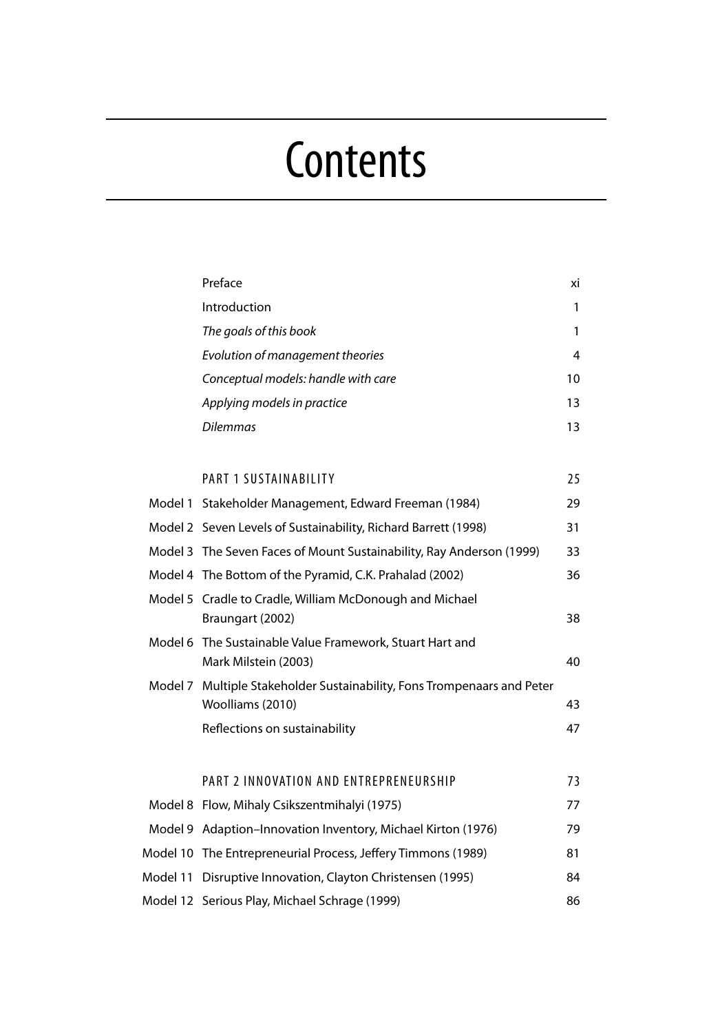# Contents

| | | |
|---|---|---|
| | Preface | xi |
| | Introduction | 1 |
| | *The goals of this book* | 1 |
| | *Evolution of management theories* | 4 |
| | *Conceptual models: handle with care* | 10 |
| | *Applying models in practice* | 13 |
| | *Dilemmas* | 13 |
| | PART 1 SUSTAINABILITY | 25 |
| Model 1 | Stakeholder Management, Edward Freeman (1984) | 29 |
| Model 2 | Seven Levels of Sustainability, Richard Barrett (1998) | 31 |
| Model 3 | The Seven Faces of Mount Sustainability, Ray Anderson (1999) | 33 |
| Model 4 | The Bottom of the Pyramid, C.K. Prahalad (2002) | 36 |
| Model 5 | Cradle to Cradle, William McDonough and Michael Braungart (2002) | 38 |
| Model 6 | The Sustainable Value Framework, Stuart Hart and Mark Milstein (2003) | 40 |
| Model 7 | Multiple Stakeholder Sustainability, Fons Trompenaars and Peter Woolliams (2010) | 43 |
| | Reflections on sustainability | 47 |
| | PART 2 INNOVATION AND ENTREPRENEURSHIP | 73 |
| Model 8 | Flow, Mihaly Csikszentmihalyi (1975) | 77 |
| Model 9 | Adaption–Innovation Inventory, Michael Kirton (1976) | 79 |
| Model 10 | The Entrepreneurial Process, Jeffery Timmons (1989) | 81 |
| Model 11 | Disruptive Innovation, Clayton Christensen (1995) | 84 |
| Model 12 | Serious Play, Michael Schrage (1999) | 86 |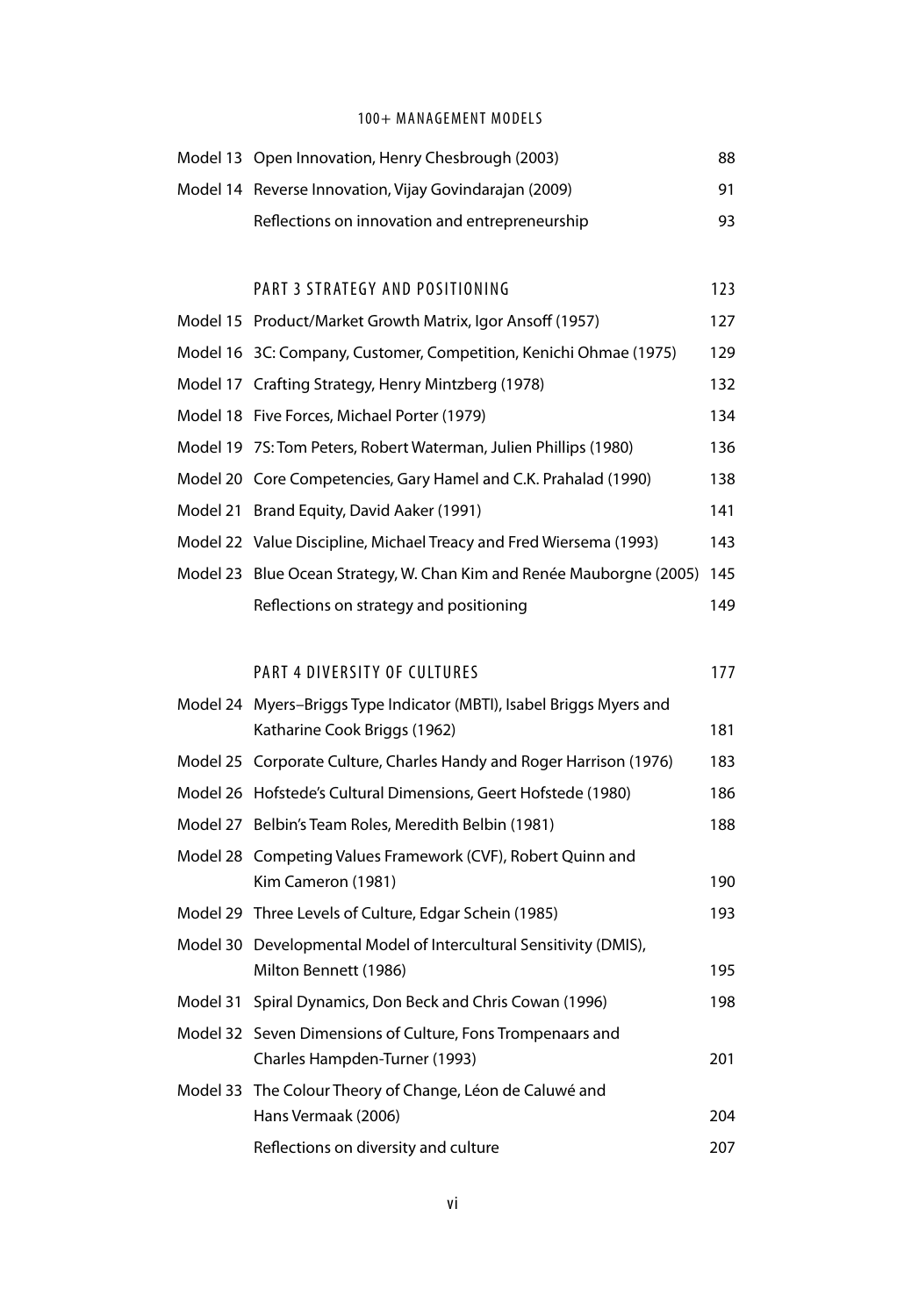| | | |
|---|---|---|
| Model 13 | Open Innovation, Henry Chesbrough (2003) | 88 |
| Model 14 | Reverse Innovation, Vijay Govindarajan (2009) | 91 |
| | Reflections on innovation and entrepreneurship | 93 |

## PART 3 STRATEGY AND POSITIONING — 123

| | | |
|---|---|---|
| Model 15 | Product/Market Growth Matrix, Igor Ansoff (1957) | 127 |
| Model 16 | 3C: Company, Customer, Competition, Kenichi Ohmae (1975) | 129 |
| Model 17 | Crafting Strategy, Henry Mintzberg (1978) | 132 |
| Model 18 | Five Forces, Michael Porter (1979) | 134 |
| Model 19 | 7S: Tom Peters, Robert Waterman, Julien Phillips (1980) | 136 |
| Model 20 | Core Competencies, Gary Hamel and C.K. Prahalad (1990) | 138 |
| Model 21 | Brand Equity, David Aaker (1991) | 141 |
| Model 22 | Value Discipline, Michael Treacy and Fred Wiersema (1993) | 143 |
| Model 23 | Blue Ocean Strategy, W. Chan Kim and Renée Mauborgne (2005) | 145 |
| | Reflections on strategy and positioning | 149 |

## PART 4 DIVERSITY OF CULTURES — 177

| | | |
|---|---|---|
| Model 24 | Myers–Briggs Type Indicator (MBTI), Isabel Briggs Myers and Katharine Cook Briggs (1962) | 181 |
| Model 25 | Corporate Culture, Charles Handy and Roger Harrison (1976) | 183 |
| Model 26 | Hofstede's Cultural Dimensions, Geert Hofstede (1980) | 186 |
| Model 27 | Belbin's Team Roles, Meredith Belbin (1981) | 188 |
| Model 28 | Competing Values Framework (CVF), Robert Quinn and Kim Cameron (1981) | 190 |
| Model 29 | Three Levels of Culture, Edgar Schein (1985) | 193 |
| Model 30 | Developmental Model of Intercultural Sensitivity (DMIS), Milton Bennett (1986) | 195 |
| Model 31 | Spiral Dynamics, Don Beck and Chris Cowan (1996) | 198 |
| Model 32 | Seven Dimensions of Culture, Fons Trompenaars and Charles Hampden-Turner (1993) | 201 |
| Model 33 | The Colour Theory of Change, Léon de Caluwé and Hans Vermaak (2006) | 204 |
| | Reflections on diversity and culture | 207 |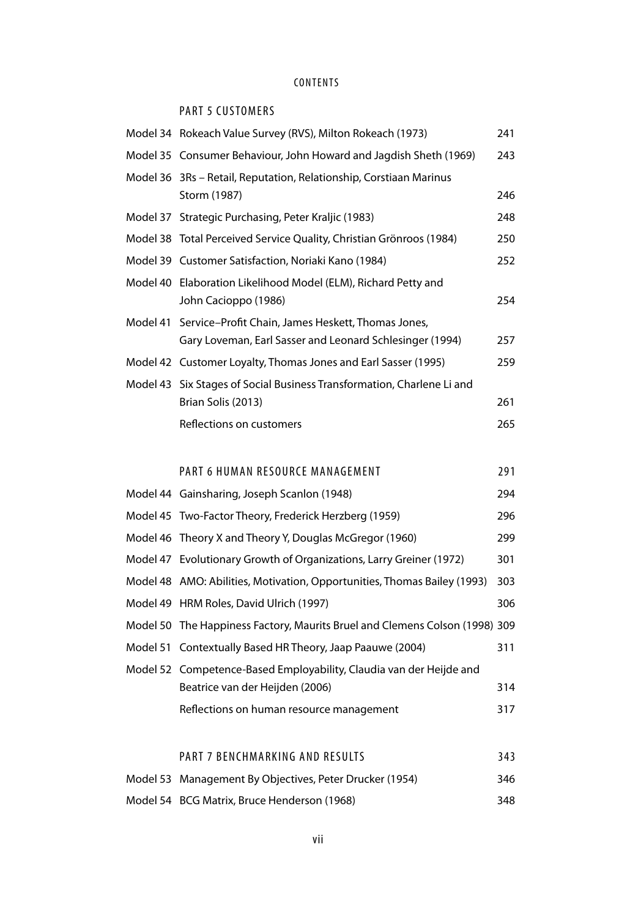## PART 5 CUSTOMERS

| | | |
|---|---|---|
| Model 34 | Rokeach Value Survey (RVS), Milton Rokeach (1973) | 241 |
| Model 35 | Consumer Behaviour, John Howard and Jagdish Sheth (1969) | 243 |
| Model 36 | 3Rs – Retail, Reputation, Relationship, Corstiaan Marinus Storm (1987) | 246 |
| Model 37 | Strategic Purchasing, Peter Kraljic (1983) | 248 |
| Model 38 | Total Perceived Service Quality, Christian Grönroos (1984) | 250 |
| Model 39 | Customer Satisfaction, Noriaki Kano (1984) | 252 |
| Model 40 | Elaboration Likelihood Model (ELM), Richard Petty and John Cacioppo (1986) | 254 |
| Model 41 | Service–Profit Chain, James Heskett, Thomas Jones, Gary Loveman, Earl Sasser and Leonard Schlesinger (1994) | 257 |
| Model 42 | Customer Loyalty, Thomas Jones and Earl Sasser (1995) | 259 |
| Model 43 | Six Stages of Social Business Transformation, Charlene Li and Brian Solis (2013) | 261 |
| | Reflections on customers | 265 |

## PART 6 HUMAN RESOURCE MANAGEMENT — 291

| | | |
|---|---|---|
| Model 44 | Gainsharing, Joseph Scanlon (1948) | 294 |
| Model 45 | Two-Factor Theory, Frederick Herzberg (1959) | 296 |
| Model 46 | Theory X and Theory Y, Douglas McGregor (1960) | 299 |
| Model 47 | Evolutionary Growth of Organizations, Larry Greiner (1972) | 301 |
| Model 48 | AMO: Abilities, Motivation, Opportunities, Thomas Bailey (1993) | 303 |
| Model 49 | HRM Roles, David Ulrich (1997) | 306 |
| Model 50 | The Happiness Factory, Maurits Bruel and Clemens Colson (1998) | 309 |
| Model 51 | Contextually Based HR Theory, Jaap Paauwe (2004) | 311 |
| Model 52 | Competence-Based Employability, Claudia van der Heijde and Beatrice van der Heijden (2006) | 314 |
| | Reflections on human resource management | 317 |

## PART 7 BENCHMARKING AND RESULTS — 343

| | | |
|---|---|---|
| Model 53 | Management By Objectives, Peter Drucker (1954) | 346 |
| Model 54 | BCG Matrix, Bruce Henderson (1968) | 348 |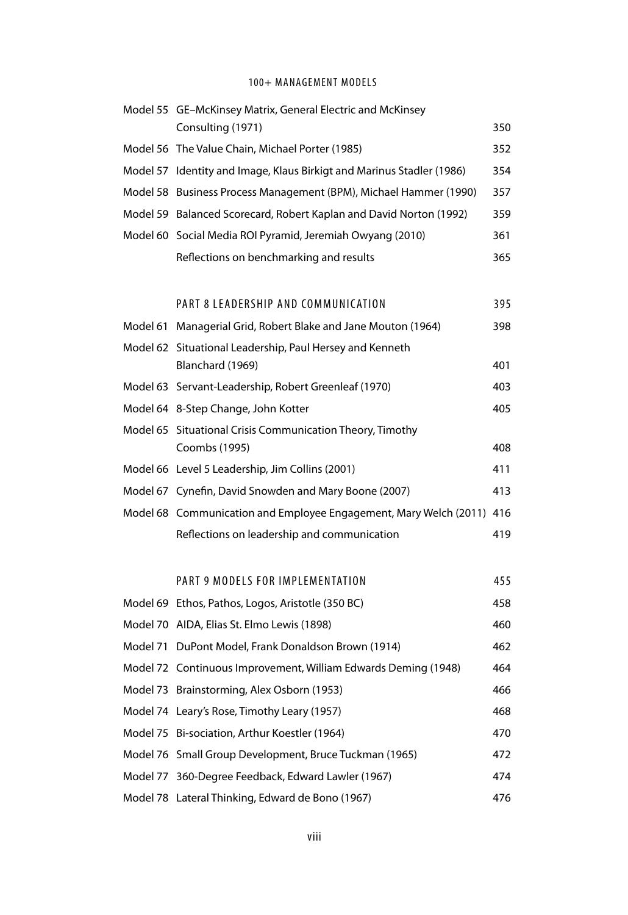| | | |
|---|---|---|
| Model 55 | GE–McKinsey Matrix, General Electric and McKinsey Consulting (1971) | 350 |
| Model 56 | The Value Chain, Michael Porter (1985) | 352 |
| Model 57 | Identity and Image, Klaus Birkigt and Marinus Stadler (1986) | 354 |
| Model 58 | Business Process Management (BPM), Michael Hammer (1990) | 357 |
| Model 59 | Balanced Scorecard, Robert Kaplan and David Norton (1992) | 359 |
| Model 60 | Social Media ROI Pyramid, Jeremiah Owyang (2010) | 361 |
| | Reflections on benchmarking and results | 365 |

## PART 8 LEADERSHIP AND COMMUNICATION — 395

| | | |
|---|---|---|
| Model 61 | Managerial Grid, Robert Blake and Jane Mouton (1964) | 398 |
| Model 62 | Situational Leadership, Paul Hersey and Kenneth Blanchard (1969) | 401 |
| Model 63 | Servant-Leadership, Robert Greenleaf (1970) | 403 |
| Model 64 | 8-Step Change, John Kotter | 405 |
| Model 65 | Situational Crisis Communication Theory, Timothy Coombs (1995) | 408 |
| Model 66 | Level 5 Leadership, Jim Collins (2001) | 411 |
| Model 67 | Cynefin, David Snowden and Mary Boone (2007) | 413 |
| Model 68 | Communication and Employee Engagement, Mary Welch (2011) | 416 |
| | Reflections on leadership and communication | 419 |

## PART 9 MODELS FOR IMPLEMENTATION — 455

| | | |
|---|---|---|
| Model 69 | Ethos, Pathos, Logos, Aristotle (350 BC) | 458 |
| Model 70 | AIDA, Elias St. Elmo Lewis (1898) | 460 |
| Model 71 | DuPont Model, Frank Donaldson Brown (1914) | 462 |
| Model 72 | Continuous Improvement, William Edwards Deming (1948) | 464 |
| Model 73 | Brainstorming, Alex Osborn (1953) | 466 |
| Model 74 | Leary's Rose, Timothy Leary (1957) | 468 |
| Model 75 | Bi-sociation, Arthur Koestler (1964) | 470 |
| Model 76 | Small Group Development, Bruce Tuckman (1965) | 472 |
| Model 77 | 360-Degree Feedback, Edward Lawler (1967) | 474 |
| Model 78 | Lateral Thinking, Edward de Bono (1967) | 476 |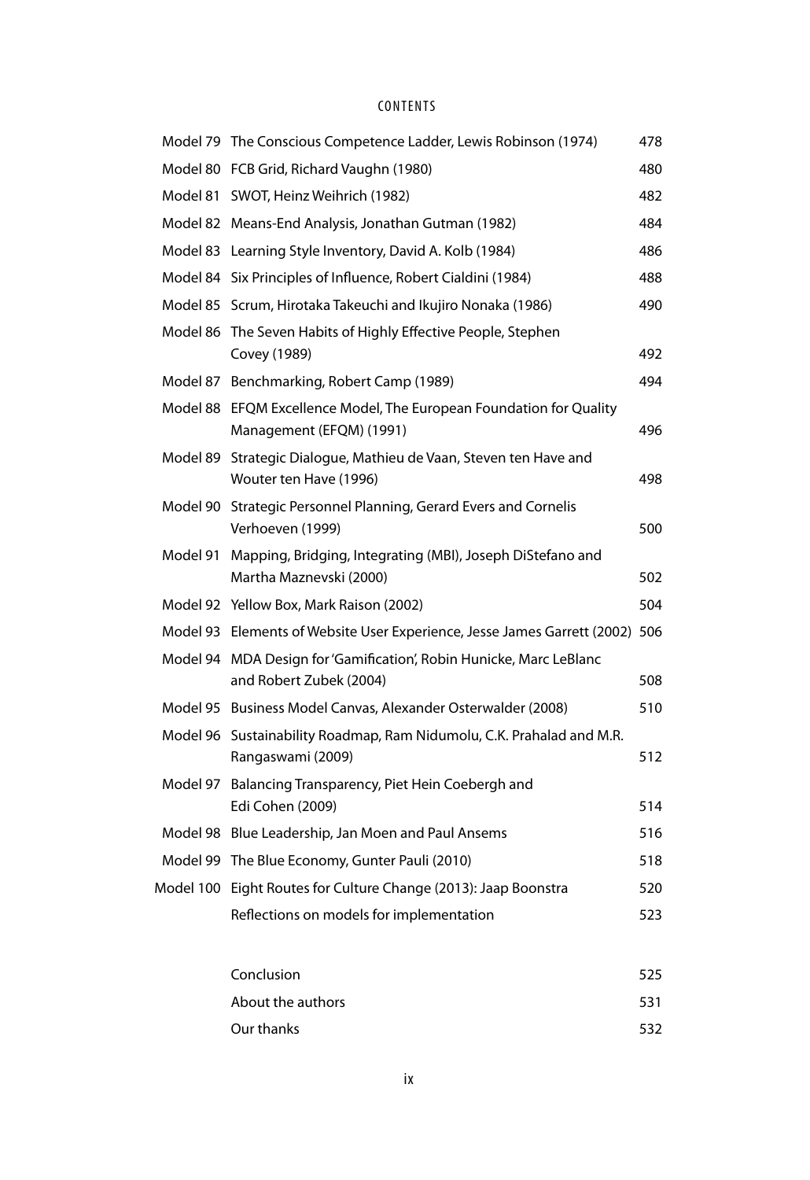| | | |
|---|---|---|
| Model 79 | The Conscious Competence Ladder, Lewis Robinson (1974) | 478 |
| Model 80 | FCB Grid, Richard Vaughn (1980) | 480 |
| Model 81 | SWOT, Heinz Weihrich (1982) | 482 |
| Model 82 | Means-End Analysis, Jonathan Gutman (1982) | 484 |
| Model 83 | Learning Style Inventory, David A. Kolb (1984) | 486 |
| Model 84 | Six Principles of Influence, Robert Cialdini (1984) | 488 |
| Model 85 | Scrum, Hirotaka Takeuchi and Ikujiro Nonaka (1986) | 490 |
| Model 86 | The Seven Habits of Highly Effective People, Stephen Covey (1989) | 492 |
| Model 87 | Benchmarking, Robert Camp (1989) | 494 |
| Model 88 | EFQM Excellence Model, The European Foundation for Quality Management (EFQM) (1991) | 496 |
| Model 89 | Strategic Dialogue, Mathieu de Vaan, Steven ten Have and Wouter ten Have (1996) | 498 |
| Model 90 | Strategic Personnel Planning, Gerard Evers and Cornelis Verhoeven (1999) | 500 |
| Model 91 | Mapping, Bridging, Integrating (MBI), Joseph DiStefano and Martha Maznevski (2000) | 502 |
| Model 92 | Yellow Box, Mark Raison (2002) | 504 |
| Model 93 | Elements of Website User Experience, Jesse James Garrett (2002) | 506 |
| Model 94 | MDA Design for 'Gamification', Robin Hunicke, Marc LeBlanc and Robert Zubek (2004) | 508 |
| Model 95 | Business Model Canvas, Alexander Osterwalder (2008) | 510 |
| Model 96 | Sustainability Roadmap, Ram Nidumolu, C.K. Prahalad and M.R. Rangaswami (2009) | 512 |
| Model 97 | Balancing Transparency, Piet Hein Coebergh and Edi Cohen (2009) | 514 |
| Model 98 | Blue Leadership, Jan Moen and Paul Ansems | 516 |
| Model 99 | The Blue Economy, Gunter Pauli (2010) | 518 |
| Model 100 | Eight Routes for Culture Change (2013): Jaap Boonstra | 520 |
| | Reflections on models for implementation | 523 |
| | Conclusion | 525 |
| | About the authors | 531 |
| | Our thanks | 532 |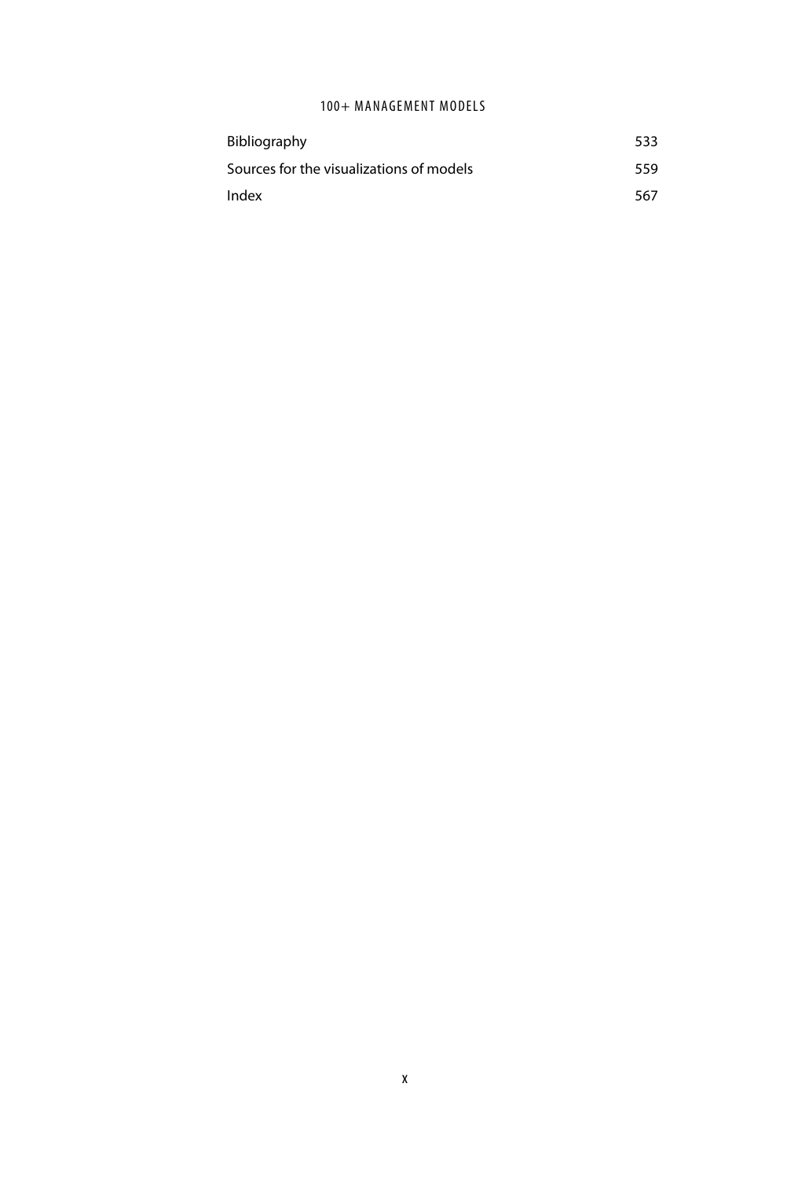| | |
|---|---|
| Bibliography | 533 |
| Sources for the visualizations of models | 559 |
| Index | 567 |